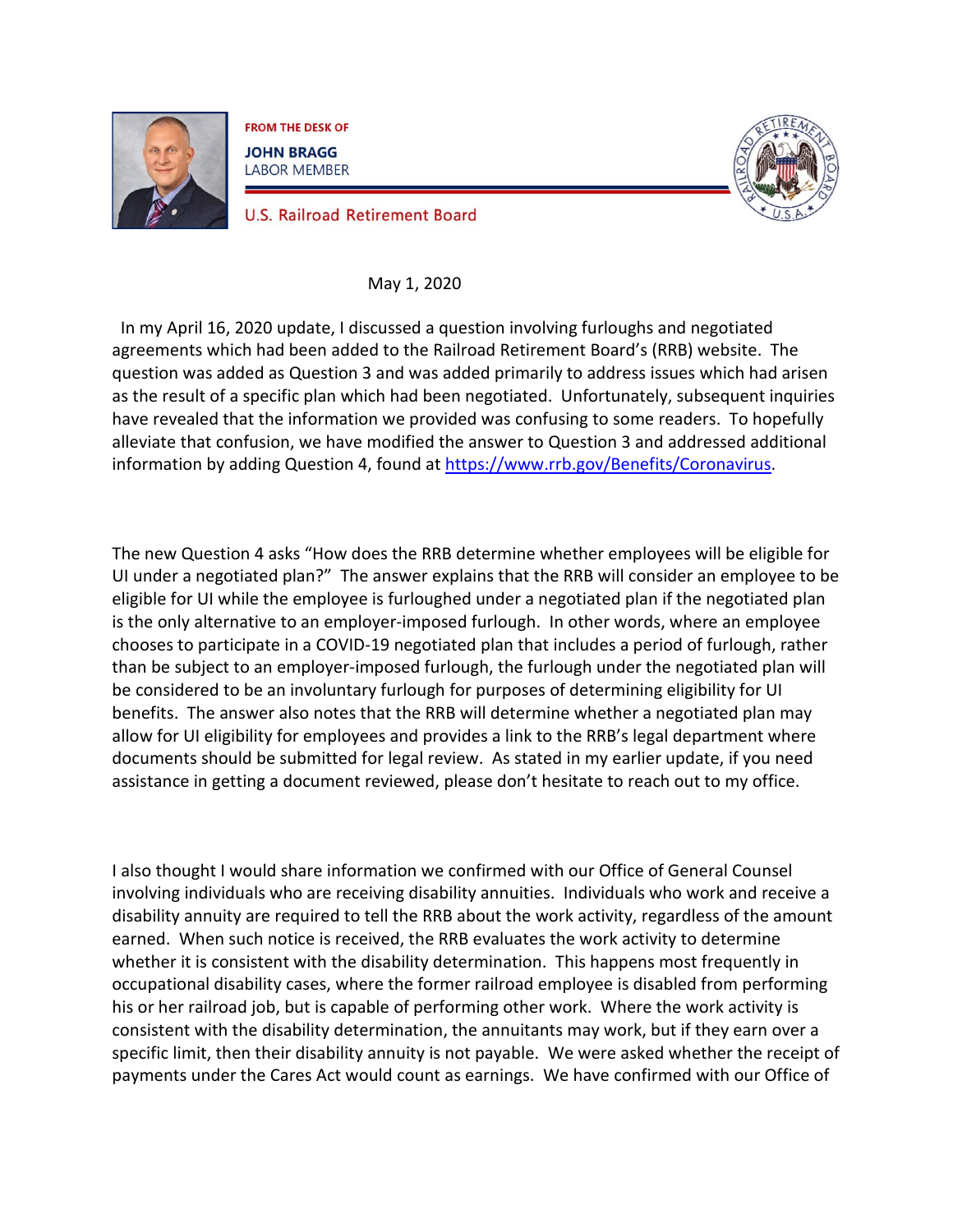FROM THE DESK OF

**JOHN BRAGG**
LABOR MEMBER

U.S. Railroad Retirement Board

May 1, 2020

In my April 16, 2020 update, I discussed a question involving furloughs and negotiated agreements which had been added to the Railroad Retirement Board's (RRB) website. The question was added as Question 3 and was added primarily to address issues which had arisen as the result of a specific plan which had been negotiated. Unfortunately, subsequent inquiries have revealed that the information we provided was confusing to some readers. To hopefully alleviate that confusion, we have modified the answer to Question 3 and addressed additional information by adding Question 4, found at https://www.rrb.gov/Benefits/Coronavirus.

The new Question 4 asks "How does the RRB determine whether employees will be eligible for UI under a negotiated plan?" The answer explains that the RRB will consider an employee to be eligible for UI while the employee is furloughed under a negotiated plan if the negotiated plan is the only alternative to an employer-imposed furlough. In other words, where an employee chooses to participate in a COVID-19 negotiated plan that includes a period of furlough, rather than be subject to an employer-imposed furlough, the furlough under the negotiated plan will be considered to be an involuntary furlough for purposes of determining eligibility for UI benefits. The answer also notes that the RRB will determine whether a negotiated plan may allow for UI eligibility for employees and provides a link to the RRB's legal department where documents should be submitted for legal review. As stated in my earlier update, if you need assistance in getting a document reviewed, please don't hesitate to reach out to my office.

I also thought I would share information we confirmed with our Office of General Counsel involving individuals who are receiving disability annuities. Individuals who work and receive a disability annuity are required to tell the RRB about the work activity, regardless of the amount earned. When such notice is received, the RRB evaluates the work activity to determine whether it is consistent with the disability determination. This happens most frequently in occupational disability cases, where the former railroad employee is disabled from performing his or her railroad job, but is capable of performing other work. Where the work activity is consistent with the disability determination, the annuitants may work, but if they earn over a specific limit, then their disability annuity is not payable. We were asked whether the receipt of payments under the Cares Act would count as earnings. We have confirmed with our Office of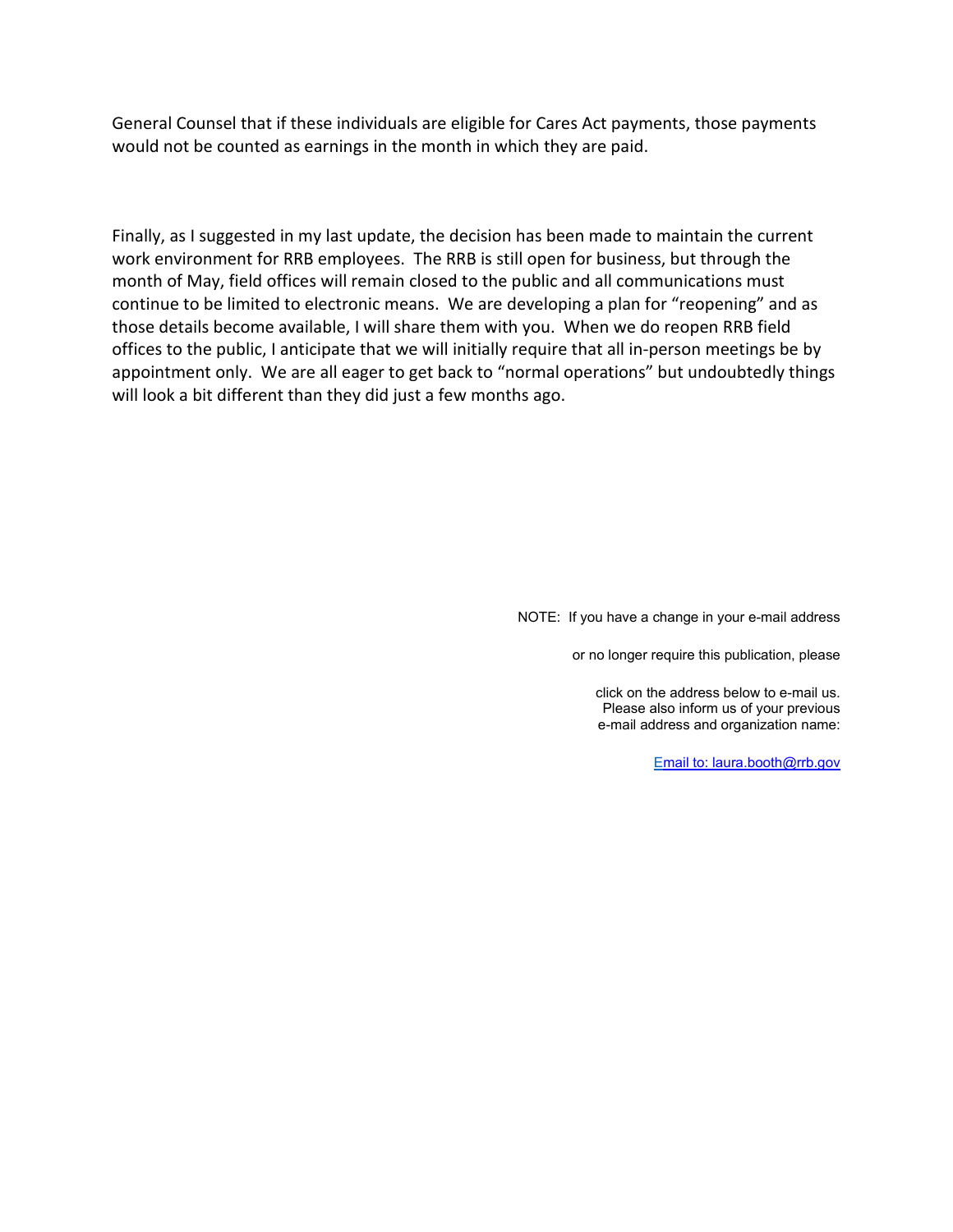General Counsel that if these individuals are eligible for Cares Act payments, those payments would not be counted as earnings in the month in which they are paid.

Finally, as I suggested in my last update, the decision has been made to maintain the current work environment for RRB employees. The RRB is still open for business, but through the month of May, field offices will remain closed to the public and all communications must continue to be limited to electronic means. We are developing a plan for "reopening" and as those details become available, I will share them with you. When we do reopen RRB field offices to the public, I anticipate that we will initially require that all in-person meetings be by appointment only. We are all eager to get back to "normal operations" but undoubtedly things will look a bit different than they did just a few months ago.

NOTE: If you have a change in your e-mail address or no longer require this publication, please click on the address below to e-mail us. Please also inform us of your previous e-mail address and organization name:

Email to: laura.booth@rrb.gov